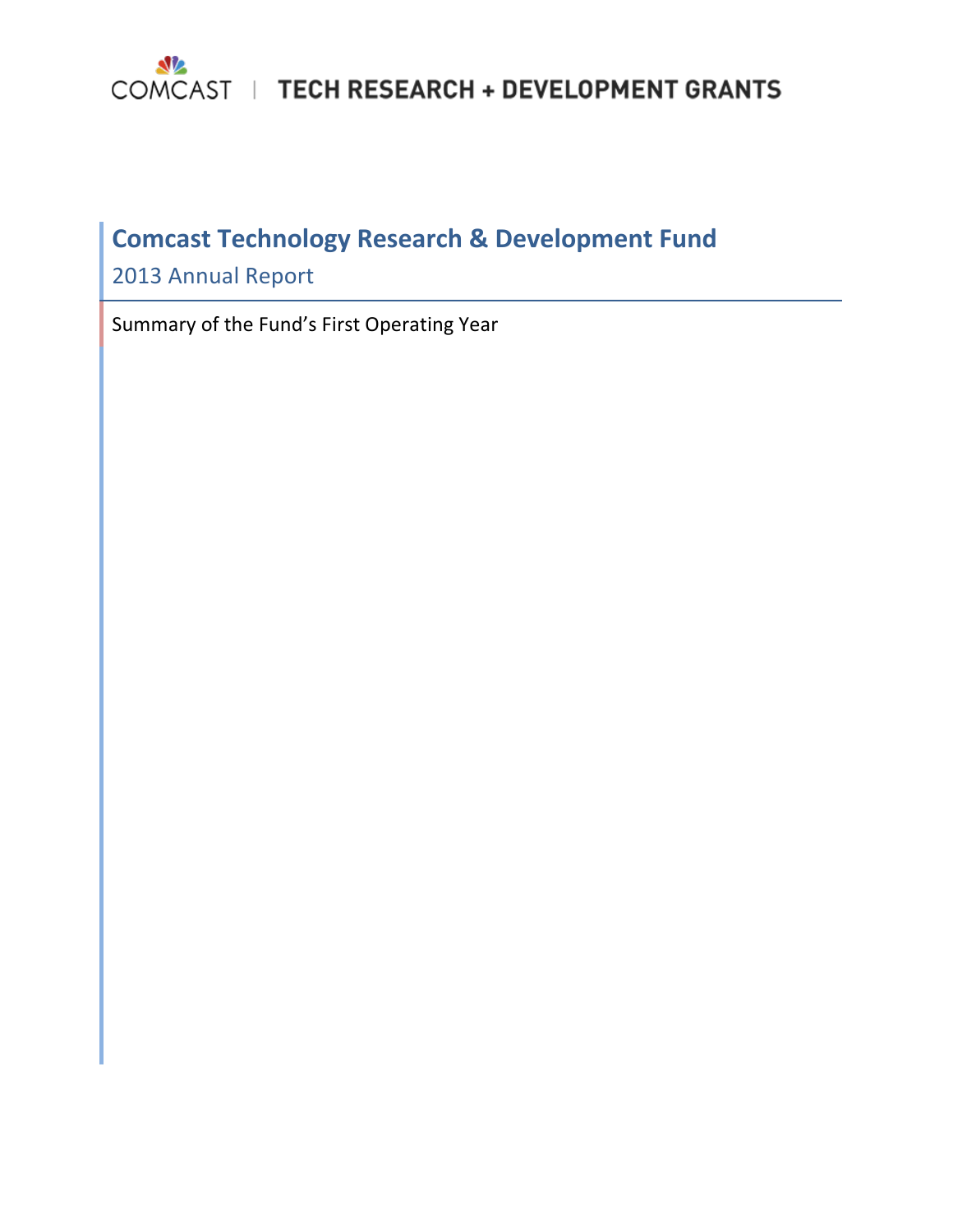COMCAST | TECH RESEARCH + DEVELOPMENT GRANTS

# Comcast Technology Research & Development Fund

## 2013 Annual Report

Summary of the Fund’s First Operating Year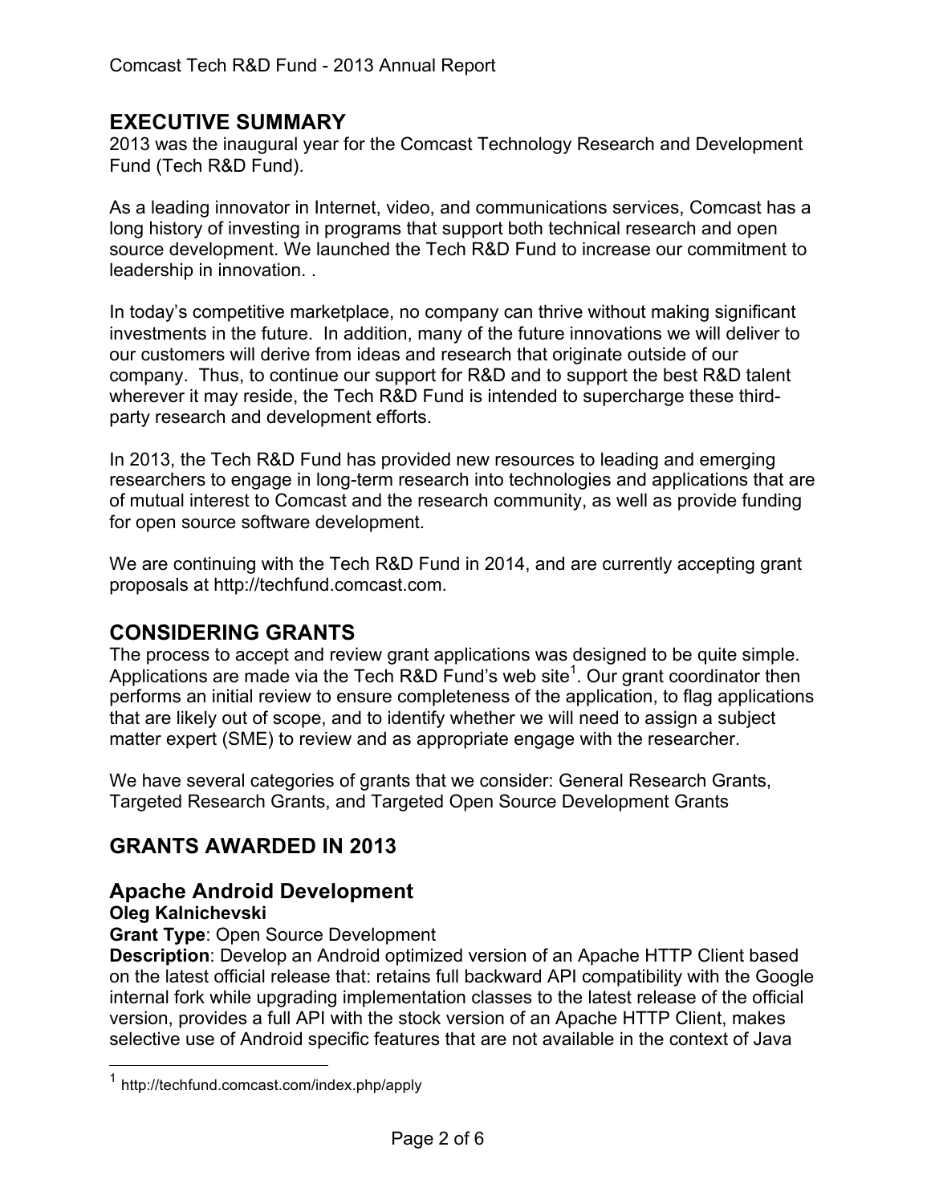## EXECUTIVE SUMMARY

2013 was the inaugural year for the Comcast Technology Research and Development Fund (Tech R&D Fund).

As a leading innovator in Internet, video, and communications services, Comcast has a long history of investing in programs that support both technical research and open source development. We launched the Tech R&D Fund to increase our commitment to leadership in innovation. .

In today's competitive marketplace, no company can thrive without making significant investments in the future. In addition, many of the future innovations we will deliver to our customers will derive from ideas and research that originate outside of our company. Thus, to continue our support for R&D and to support the best R&D talent wherever it may reside, the Tech R&D Fund is intended to supercharge these third-party research and development efforts.

In 2013, the Tech R&D Fund has provided new resources to leading and emerging researchers to engage in long-term research into technologies and applications that are of mutual interest to Comcast and the research community, as well as provide funding for open source software development.

We are continuing with the Tech R&D Fund in 2014, and are currently accepting grant proposals at http://techfund.comcast.com.

## CONSIDERING GRANTS

The process to accept and review grant applications was designed to be quite simple. Applications are made via the Tech R&D Fund's web site[1]. Our grant coordinator then performs an initial review to ensure completeness of the application, to flag applications that are likely out of scope, and to identify whether we will need to assign a subject matter expert (SME) to review and as appropriate engage with the researcher.

We have several categories of grants that we consider: General Research Grants, Targeted Research Grants, and Targeted Open Source Development Grants

## GRANTS AWARDED IN 2013

### Apache Android Development

**Oleg Kalnichevski**

**Grant Type**: Open Source Development

**Description**: Develop an Android optimized version of an Apache HTTP Client based on the latest official release that: retains full backward API compatibility with the Google internal fork while upgrading implementation classes to the latest release of the official version, provides a full API with the stock version of an Apache HTTP Client, makes selective use of Android specific features that are not available in the context of Java

---

[1] http://techfund.comcast.com/index.php/apply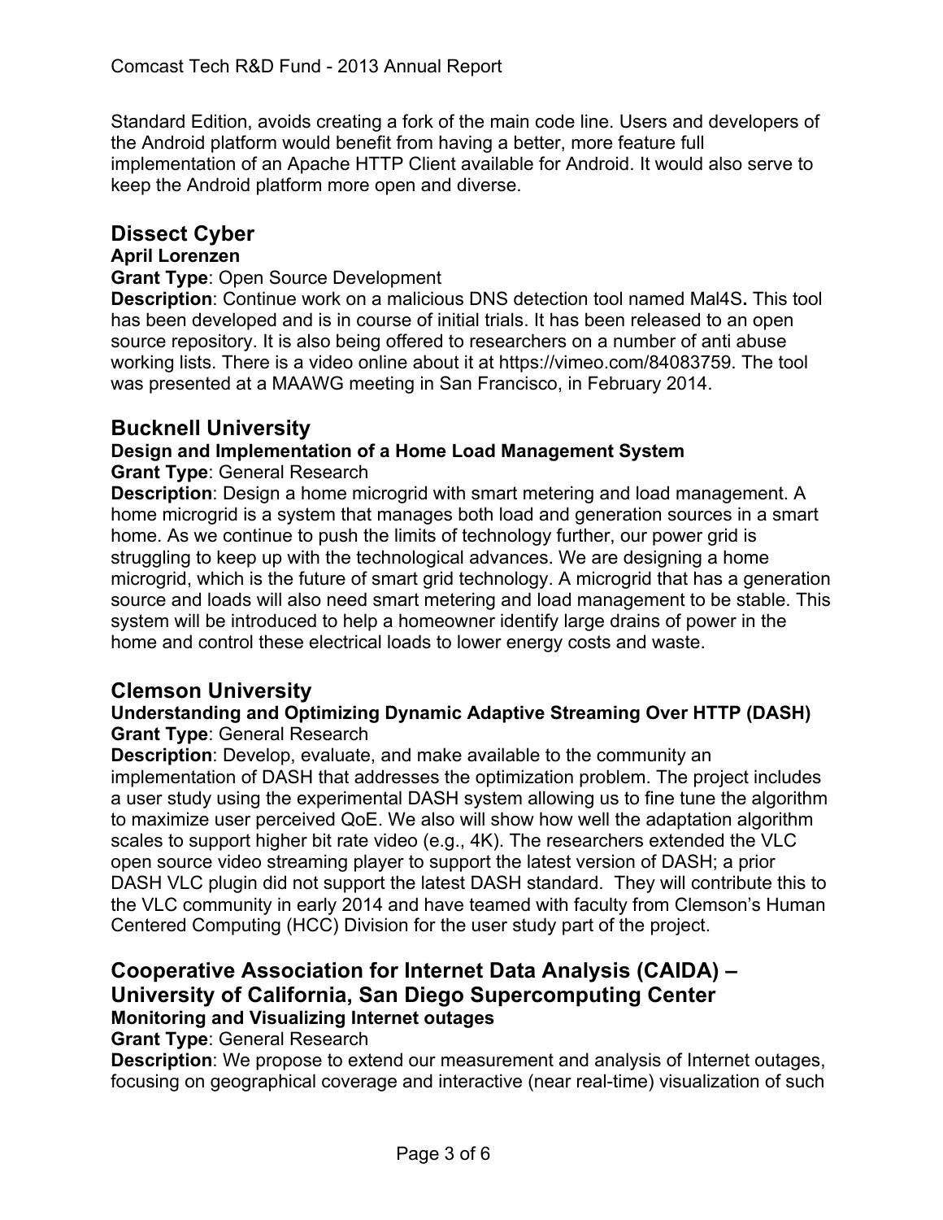Standard Edition, avoids creating a fork of the main code line. Users and developers of the Android platform would benefit from having a better, more feature full implementation of an Apache HTTP Client available for Android. It would also serve to keep the Android platform more open and diverse.

## Dissect Cyber

**April Lorenzen**

**Grant Type**: Open Source Development

**Description**: Continue work on a malicious DNS detection tool named Mal4S**.** This tool has been developed and is in course of initial trials. It has been released to an open source repository. It is also being offered to researchers on a number of anti abuse working lists. There is a video online about it at https://vimeo.com/84083759. The tool was presented at a MAAWG meeting in San Francisco, in February 2014.

## Bucknell University

**Design and Implementation of a Home Load Management System**

**Grant Type**: General Research

**Description**: Design a home microgrid with smart metering and load management. A home microgrid is a system that manages both load and generation sources in a smart home. As we continue to push the limits of technology further, our power grid is struggling to keep up with the technological advances. We are designing a home microgrid, which is the future of smart grid technology. A microgrid that has a generation source and loads will also need smart metering and load management to be stable. This system will be introduced to help a homeowner identify large drains of power in the home and control these electrical loads to lower energy costs and waste.

## Clemson University

**Understanding and Optimizing Dynamic Adaptive Streaming Over HTTP (DASH)**

**Grant Type**: General Research

**Description**: Develop, evaluate, and make available to the community an implementation of DASH that addresses the optimization problem. The project includes a user study using the experimental DASH system allowing us to fine tune the algorithm to maximize user perceived QoE. We also will show how well the adaptation algorithm scales to support higher bit rate video (e.g., 4K). The researchers extended the VLC open source video streaming player to support the latest version of DASH; a prior DASH VLC plugin did not support the latest DASH standard. They will contribute this to the VLC community in early 2014 and have teamed with faculty from Clemson's Human Centered Computing (HCC) Division for the user study part of the project.

## Cooperative Association for Internet Data Analysis (CAIDA) – University of California, San Diego Supercomputing Center

**Monitoring and Visualizing Internet outages**

**Grant Type**: General Research

**Description**: We propose to extend our measurement and analysis of Internet outages, focusing on geographical coverage and interactive (near real-time) visualization of such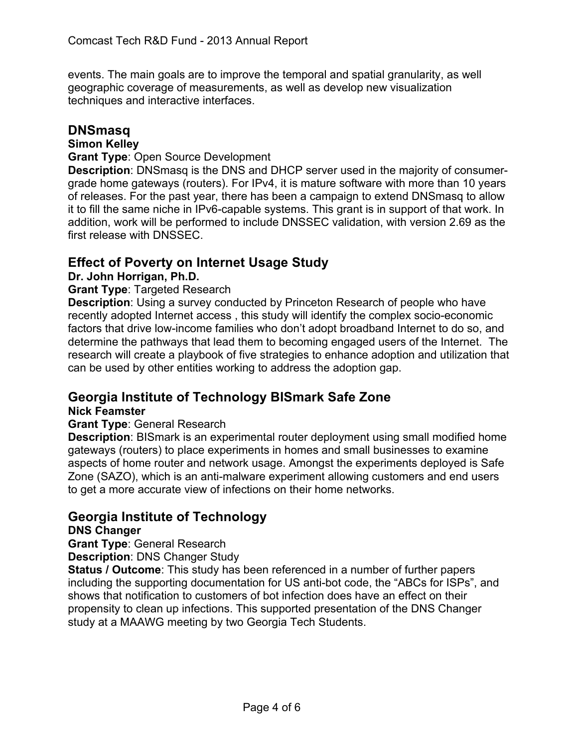events. The main goals are to improve the temporal and spatial granularity, as well geographic coverage of measurements, as well as develop new visualization techniques and interactive interfaces.

## DNSmasq

**Simon Kelley**

**Grant Type**: Open Source Development

**Description**: DNSmasq is the DNS and DHCP server used in the majority of consumer-grade home gateways (routers). For IPv4, it is mature software with more than 10 years of releases. For the past year, there has been a campaign to extend DNSmasq to allow it to fill the same niche in IPv6-capable systems. This grant is in support of that work. In addition, work will be performed to include DNSSEC validation, with version 2.69 as the first release with DNSSEC.

## Effect of Poverty on Internet Usage Study

**Dr. John Horrigan, Ph.D.**

**Grant Type**: Targeted Research

**Description**: Using a survey conducted by Princeton Research of people who have recently adopted Internet access , this study will identify the complex socio-economic factors that drive low-income families who don't adopt broadband Internet to do so, and determine the pathways that lead them to becoming engaged users of the Internet. The research will create a playbook of five strategies to enhance adoption and utilization that can be used by other entities working to address the adoption gap.

## Georgia Institute of Technology BISmark Safe Zone

**Nick Feamster**

**Grant Type**: General Research

**Description**: BISmark is an experimental router deployment using small modified home gateways (routers) to place experiments in homes and small businesses to examine aspects of home router and network usage. Amongst the experiments deployed is Safe Zone (SAZO), which is an anti-malware experiment allowing customers and end users to get a more accurate view of infections on their home networks.

## Georgia Institute of Technology

**DNS Changer**

**Grant Type**: General Research

**Description**: DNS Changer Study

**Status / Outcome**: This study has been referenced in a number of further papers including the supporting documentation for US anti-bot code, the "ABCs for ISPs", and shows that notification to customers of bot infection does have an effect on their propensity to clean up infections. This supported presentation of the DNS Changer study at a MAAWG meeting by two Georgia Tech Students.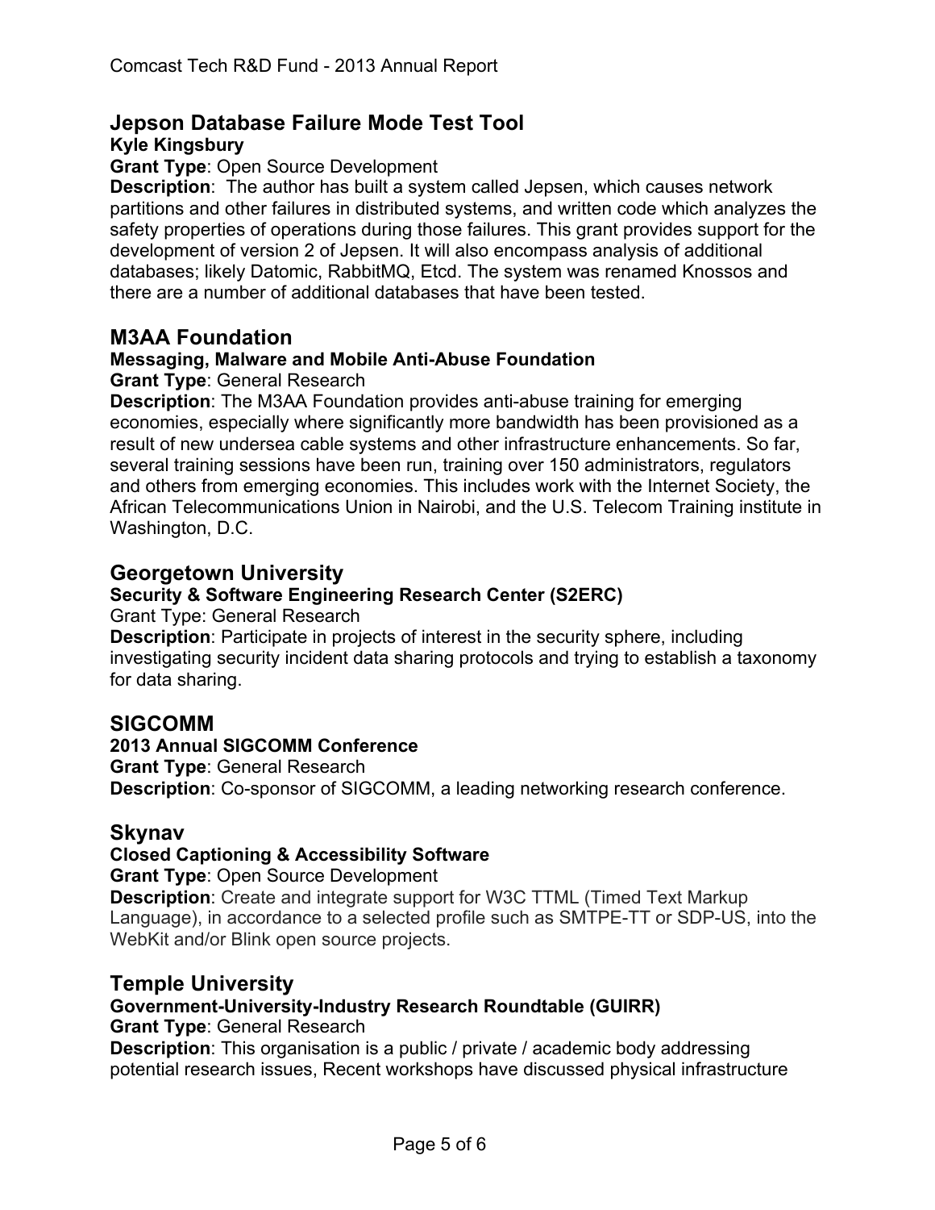## Jepson Database Failure Mode Test Tool

**Kyle Kingsbury**

**Grant Type**: Open Source Development

**Description**: The author has built a system called Jepsen, which causes network partitions and other failures in distributed systems, and written code which analyzes the safety properties of operations during those failures. This grant provides support for the development of version 2 of Jepsen. It will also encompass analysis of additional databases; likely Datomic, RabbitMQ, Etcd. The system was renamed Knossos and there are a number of additional databases that have been tested.

## M3AA Foundation

**Messaging, Malware and Mobile Anti-Abuse Foundation**

**Grant Type**: General Research

**Description**: The M3AA Foundation provides anti-abuse training for emerging economies, especially where significantly more bandwidth has been provisioned as a result of new undersea cable systems and other infrastructure enhancements. So far, several training sessions have been run, training over 150 administrators, regulators and others from emerging economies. This includes work with the Internet Society, the African Telecommunications Union in Nairobi, and the U.S. Telecom Training institute in Washington, D.C.

## Georgetown University

**Security & Software Engineering Research Center (S2ERC)**

Grant Type: General Research

**Description**: Participate in projects of interest in the security sphere, including investigating security incident data sharing protocols and trying to establish a taxonomy for data sharing.

## SIGCOMM

**2013 Annual SIGCOMM Conference**

**Grant Type**: General Research

**Description**: Co-sponsor of SIGCOMM, a leading networking research conference.

## Skynav

**Closed Captioning & Accessibility Software**

**Grant Type**: Open Source Development

**Description**: Create and integrate support for W3C TTML (Timed Text Markup Language), in accordance to a selected profile such as SMTPE-TT or SDP-US, into the WebKit and/or Blink open source projects.

## Temple University

**Government-University-Industry Research Roundtable (GUIRR)**

**Grant Type**: General Research

**Description**: This organisation is a public / private / academic body addressing potential research issues, Recent workshops have discussed physical infrastructure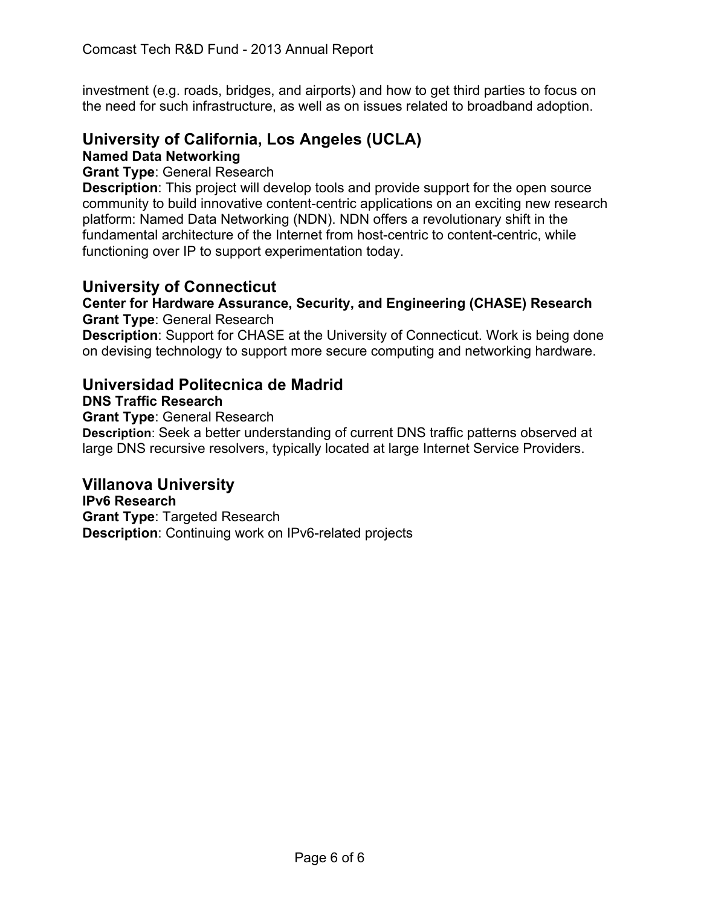investment (e.g. roads, bridges, and airports) and how to get third parties to focus on the need for such infrastructure, as well as on issues related to broadband adoption.

## University of California, Los Angeles (UCLA)

**Named Data Networking**

**Grant Type**: General Research

**Description**: This project will develop tools and provide support for the open source community to build innovative content-centric applications on an exciting new research platform: Named Data Networking (NDN). NDN offers a revolutionary shift in the fundamental architecture of the Internet from host-centric to content-centric, while functioning over IP to support experimentation today.

## University of Connecticut

**Center for Hardware Assurance, Security, and Engineering (CHASE) Research**

**Grant Type**: General Research

**Description**: Support for CHASE at the University of Connecticut. Work is being done on devising technology to support more secure computing and networking hardware.

## Universidad Politecnica de Madrid

**DNS Traffic Research**

**Grant Type**: General Research

**Description**: Seek a better understanding of current DNS traffic patterns observed at large DNS recursive resolvers, typically located at large Internet Service Providers.

## Villanova University

**IPv6 Research**

**Grant Type**: Targeted Research

**Description**: Continuing work on IPv6-related projects